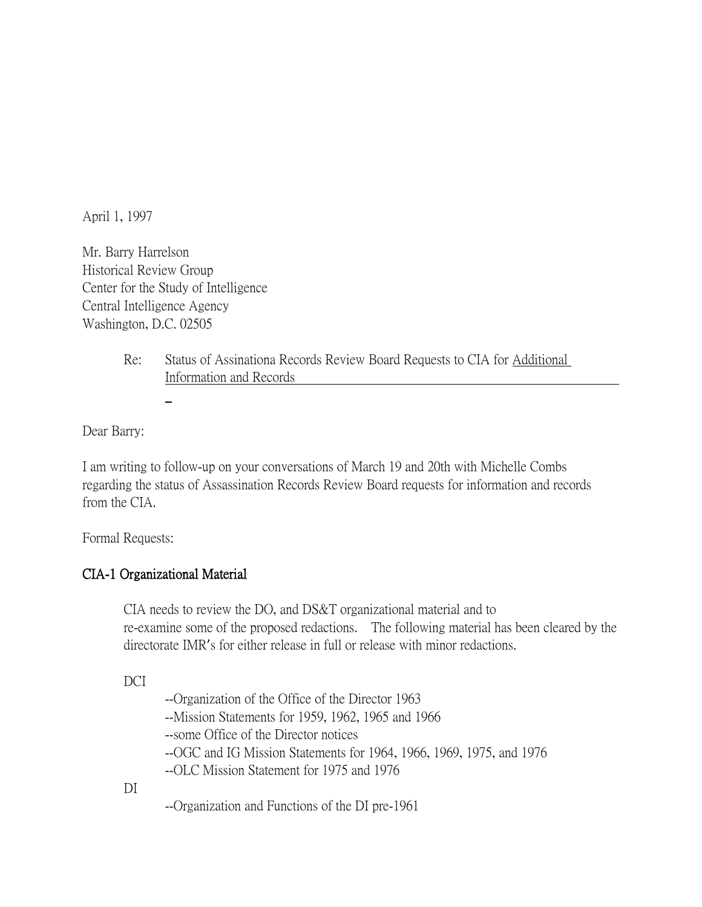April 1, 1997

Mr. Barry Harrelson
Historical Review Group
Center for the Study of Intelligence
Central Intelligence Agency
Washington, D.C. 02505

Re: Status of Assinationa Records Review Board Requests to CIA for Additional Information and Records

Dear Barry:

I am writing to follow-up on your conversations of March 19 and 20th with Michelle Combs regarding the status of Assassination Records Review Board requests for information and records from the CIA.

Formal Requests:

**CIA-1 Organizational Material**

CIA needs to review the DO, and DS&T organizational material and to re-examine some of the proposed redactions. The following material has been cleared by the directorate IMR's for either release in full or release with minor redactions.

DCI

--Organization of the Office of the Director 1963
--Mission Statements for 1959, 1962, 1965 and 1966
--some Office of the Director notices
--OGC and IG Mission Statements for 1964, 1966, 1969, 1975, and 1976
--OLC Mission Statement for 1975 and 1976

DI

--Organization and Functions of the DI pre-1961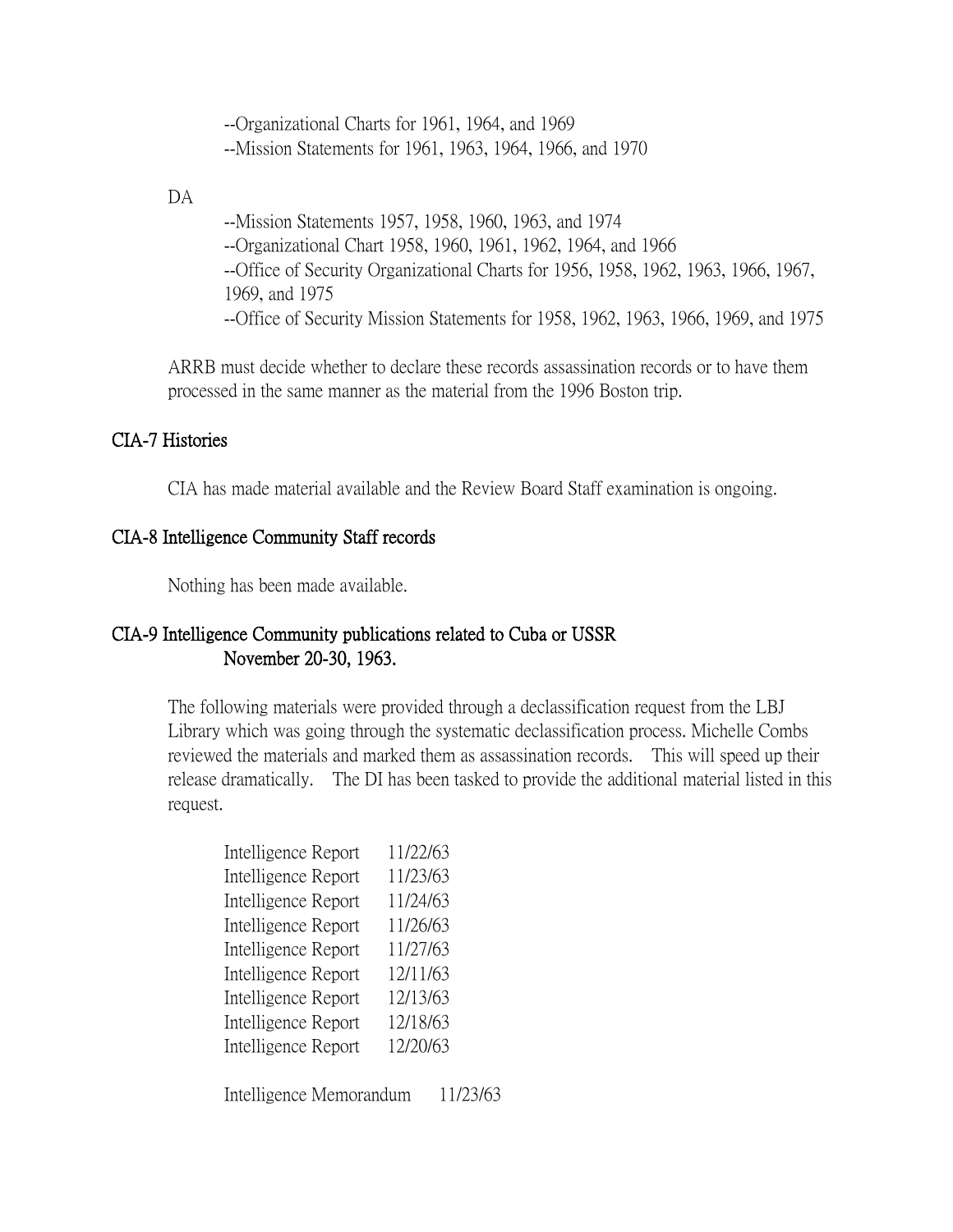--Organizational Charts for 1961, 1964, and 1969
--Mission Statements for 1961, 1963, 1964, 1966, and 1970

DA

--Mission Statements 1957, 1958, 1960, 1963, and 1974
--Organizational Chart 1958, 1960, 1961, 1962, 1964, and 1966
--Office of Security Organizational Charts for 1956, 1958, 1962, 1963, 1966, 1967, 1969, and 1975
--Office of Security Mission Statements for 1958, 1962, 1963, 1966, 1969, and 1975

ARRB must decide whether to declare these records assassination records or to have them processed in the same manner as the material from the 1996 Boston trip.

## CIA-7 Histories

CIA has made material available and the Review Board Staff examination is ongoing.

## CIA-8 Intelligence Community Staff records

Nothing has been made available.

## CIA-9 Intelligence Community publications related to Cuba or USSR November 20-30, 1963.

The following materials were provided through a declassification request from the LBJ Library which was going through the systematic declassification process. Michelle Combs reviewed the materials and marked them as assassination records. This will speed up their release dramatically. The DI has been tasked to provide the additional material listed in this request.

Intelligence Report 11/22/63
Intelligence Report 11/23/63
Intelligence Report 11/24/63
Intelligence Report 11/26/63
Intelligence Report 11/27/63
Intelligence Report 12/11/63
Intelligence Report 12/13/63
Intelligence Report 12/18/63
Intelligence Report 12/20/63

Intelligence Memorandum 11/23/63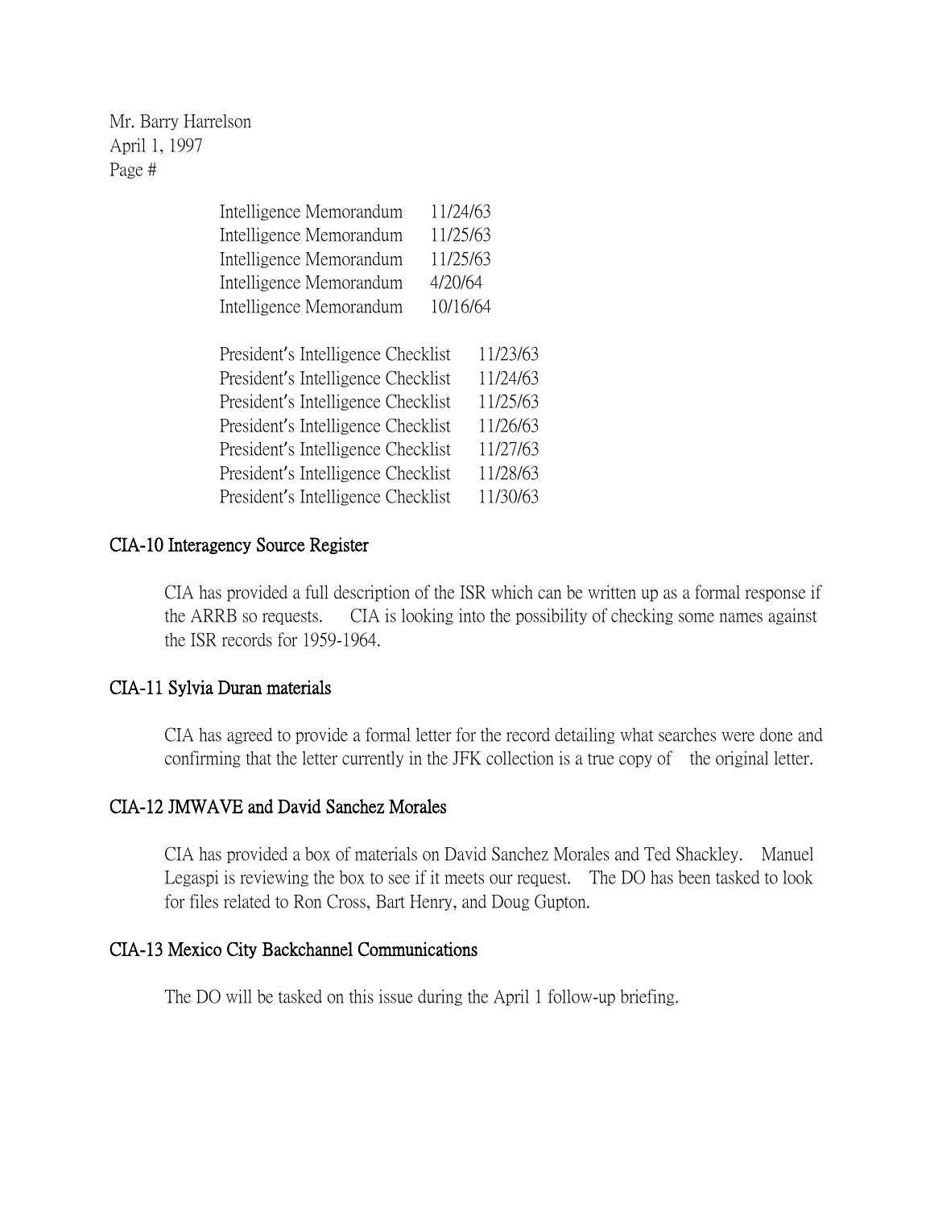| | |
|---|---|
| Intelligence Memorandum | 11/24/63 |
| Intelligence Memorandum | 11/25/63 |
| Intelligence Memorandum | 11/25/63 |
| Intelligence Memorandum | 4/20/64 |
| Intelligence Memorandum | 10/16/64 |

| | |
|---|---|
| President's Intelligence Checklist | 11/23/63 |
| President's Intelligence Checklist | 11/24/63 |
| President's Intelligence Checklist | 11/25/63 |
| President's Intelligence Checklist | 11/26/63 |
| President's Intelligence Checklist | 11/27/63 |
| President's Intelligence Checklist | 11/28/63 |
| President's Intelligence Checklist | 11/30/63 |

### CIA-10 Interagency Source Register

CIA has provided a full description of the ISR which can be written up as a formal response if the ARRB so requests. CIA is looking into the possibility of checking some names against the ISR records for 1959-1964.

### CIA-11 Sylvia Duran materials

CIA has agreed to provide a formal letter for the record detailing what searches were done and confirming that the letter currently in the JFK collection is a true copy of the original letter.

### CIA-12 JMWAVE and David Sanchez Morales

CIA has provided a box of materials on David Sanchez Morales and Ted Shackley. Manuel Legaspi is reviewing the box to see if it meets our request. The DO has been tasked to look for files related to Ron Cross, Bart Henry, and Doug Gupton.

### CIA-13 Mexico City Backchannel Communications

The DO will be tasked on this issue during the April 1 follow-up briefing.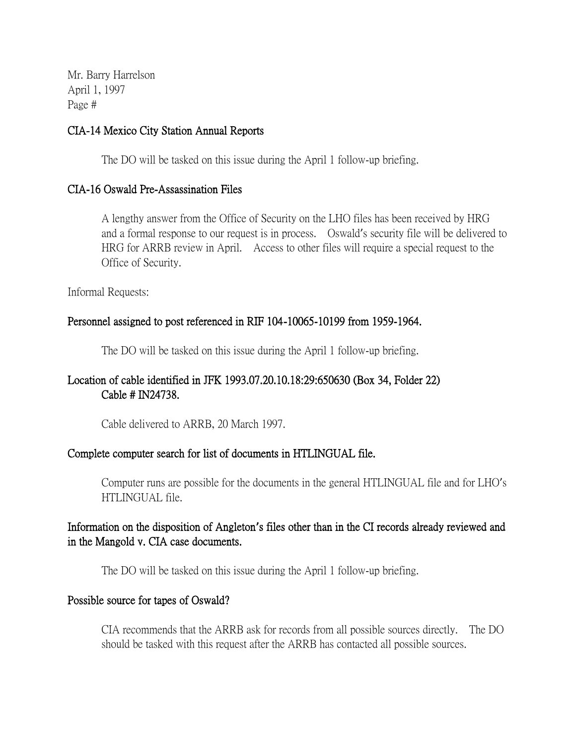Mr. Barry Harrelson
April 1, 1997
Page #

### CIA-14 Mexico City Station Annual Reports

The DO will be tasked on this issue during the April 1 follow-up briefing.

### CIA-16 Oswald Pre-Assassination Files

A lengthy answer from the Office of Security on the LHO files has been received by HRG and a formal response to our request is in process. Oswald's security file will be delivered to HRG for ARRB review in April. Access to other files will require a special request to the Office of Security.

Informal Requests:

**Personnel assigned to post referenced in RIF 104-10065-10199 from 1959-1964.**

The DO will be tasked on this issue during the April 1 follow-up briefing.

**Location of cable identified in JFK 1993.07.20.10.18:29:650630 (Box 34, Folder 22) Cable # IN24738.**

Cable delivered to ARRB, 20 March 1997.

**Complete computer search for list of documents in HTLINGUAL file.**

Computer runs are possible for the documents in the general HTLINGUAL file and for LHO's HTLINGUAL file.

**Information on the disposition of Angleton's files other than in the CI records already reviewed and in the Mangold v. CIA case documents.**

The DO will be tasked on this issue during the April 1 follow-up briefing.

**Possible source for tapes of Oswald?**

CIA recommends that the ARRB ask for records from all possible sources directly. The DO should be tasked with this request after the ARRB has contacted all possible sources.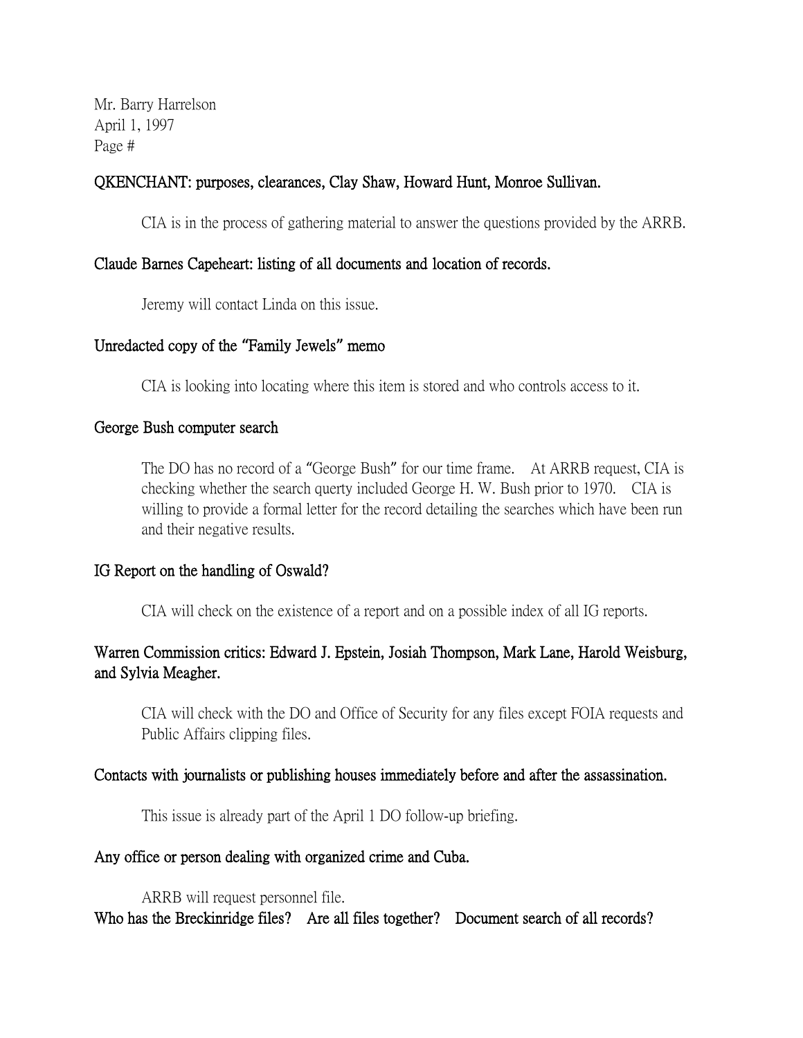Mr. Barry Harrelson
April 1, 1997
Page #

**QKENCHANT: purposes, clearances, Clay Shaw, Howard Hunt, Monroe Sullivan.**

CIA is in the process of gathering material to answer the questions provided by the ARRB.

**Claude Barnes Capeheart: listing of all documents and location of records.**

Jeremy will contact Linda on this issue.

**Unredacted copy of the "Family Jewels" memo**

CIA is looking into locating where this item is stored and who controls access to it.

**George Bush computer search**

The DO has no record of a "George Bush" for our time frame. At ARRB request, CIA is checking whether the search querty included George H. W. Bush prior to 1970. CIA is willing to provide a formal letter for the record detailing the searches which have been run and their negative results.

**IG Report on the handling of Oswald?**

CIA will check on the existence of a report and on a possible index of all IG reports.

**Warren Commission critics: Edward J. Epstein, Josiah Thompson, Mark Lane, Harold Weisburg, and Sylvia Meagher.**

CIA will check with the DO and Office of Security for any files except FOIA requests and Public Affairs clipping files.

**Contacts with journalists or publishing houses immediately before and after the assassination.**

This issue is already part of the April 1 DO follow-up briefing.

**Any office or person dealing with organized crime and Cuba.**

ARRB will request personnel file.

**Who has the Breckinridge files? Are all files together? Document search of all records?**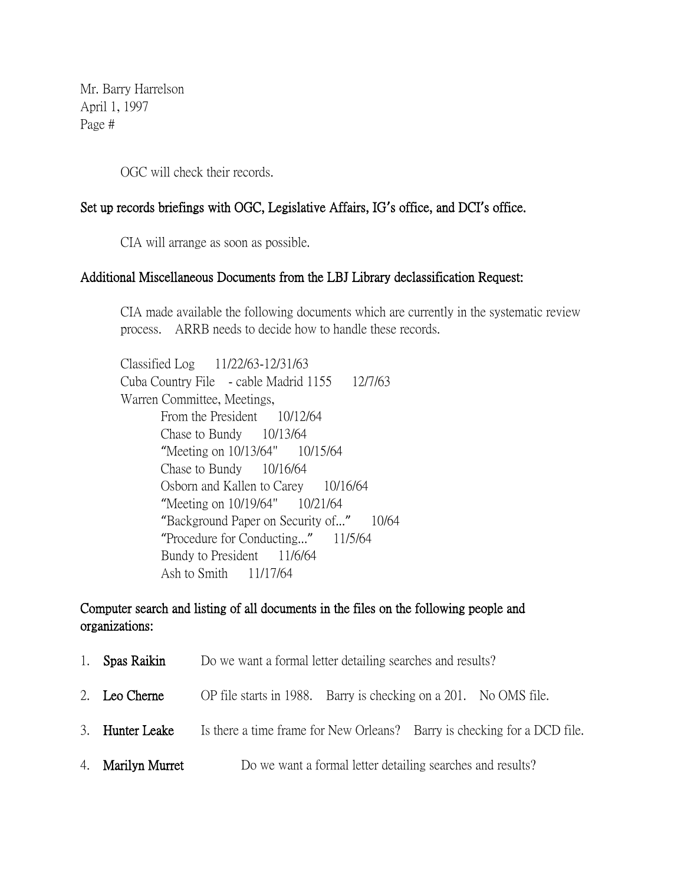Mr. Barry Harrelson
April 1, 1997
Page #

OGC will check their records.

**Set up records briefings with OGC, Legislative Affairs, IG's office, and DCI's office.**

CIA will arrange as soon as possible.

**Additional Miscellaneous Documents from the LBJ Library declassification Request:**

CIA made available the following documents which are currently in the systematic review process. ARRB needs to decide how to handle these records.

Classified Log 11/22/63-12/31/63
Cuba Country File - cable Madrid 1155 12/7/63
Warren Committee, Meetings,
- From the President 10/12/64
- Chase to Bundy 10/13/64
- "Meeting on 10/13/64" 10/15/64
- Chase to Bundy 10/16/64
- Osborn and Kallen to Carey 10/16/64
- "Meeting on 10/19/64" 10/21/64
- "Background Paper on Security of..." 10/64
- "Procedure for Conducting..." 11/5/64
- Bundy to President 11/6/64
- Ash to Smith 11/17/64

**Computer search and listing of all documents in the files on the following people and organizations:**

1. **Spas Raikin** Do we want a formal letter detailing searches and results?
2. **Leo Cherne** OP file starts in 1988. Barry is checking on a 201. No OMS file.
3. **Hunter Leake** Is there a time frame for New Orleans? Barry is checking for a DCD file.
4. **Marilyn Murret** Do we want a formal letter detailing searches and results?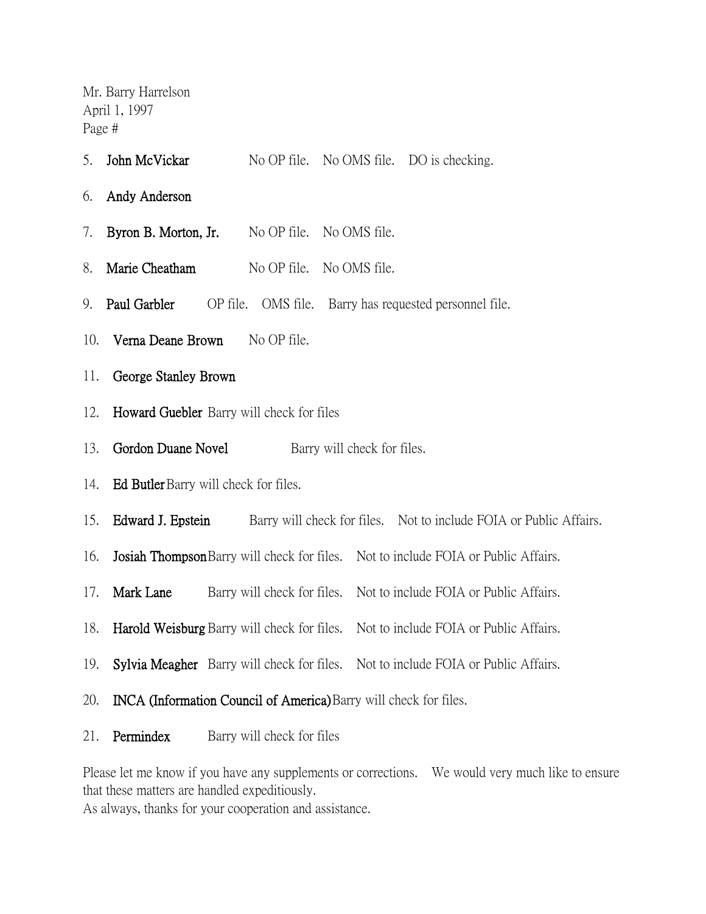Mr. Barry Harrelson
April 1, 1997
Page #

5. **John McVickar** No OP file. No OMS file. DO is checking.

6. **Andy Anderson**

7. **Byron B. Morton, Jr.** No OP file. No OMS file.

8. **Marie Cheatham** No OP file. No OMS file.

9. **Paul Garbler** OP file. OMS file. Barry has requested personnel file.

10. **Verna Deane Brown** No OP file.

11. **George Stanley Brown**

12. **Howard Guebler** Barry will check for files

13. **Gordon Duane Novel** Barry will check for files.

14. **Ed Butler** Barry will check for files.

15. **Edward J. Epstein** Barry will check for files. Not to include FOIA or Public Affairs.

16. **Josiah Thompson** Barry will check for files. Not to include FOIA or Public Affairs.

17. **Mark Lane** Barry will check for files. Not to include FOIA or Public Affairs.

18. **Harold Weisburg** Barry will check for files. Not to include FOIA or Public Affairs.

19. **Sylvia Meagher** Barry will check for files. Not to include FOIA or Public Affairs.

20. **INCA (Information Council of America)** Barry will check for files.

21. **Permindex** Barry will check for files

Please let me know if you have any supplements or corrections. We would very much like to ensure that these matters are handled expeditiously.
As always, thanks for your cooperation and assistance.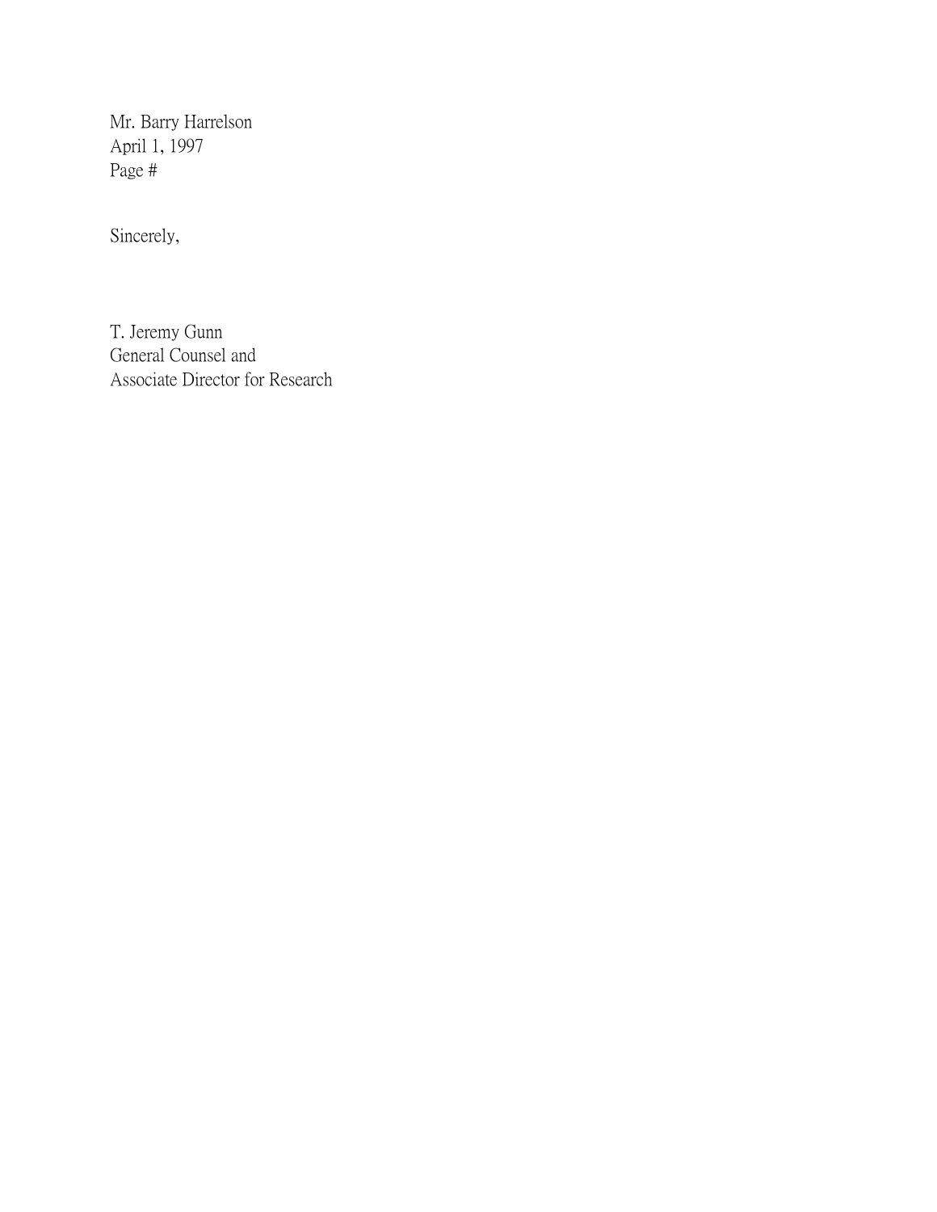Sincerely,

T. Jeremy Gunn
General Counsel and
Associate Director for Research